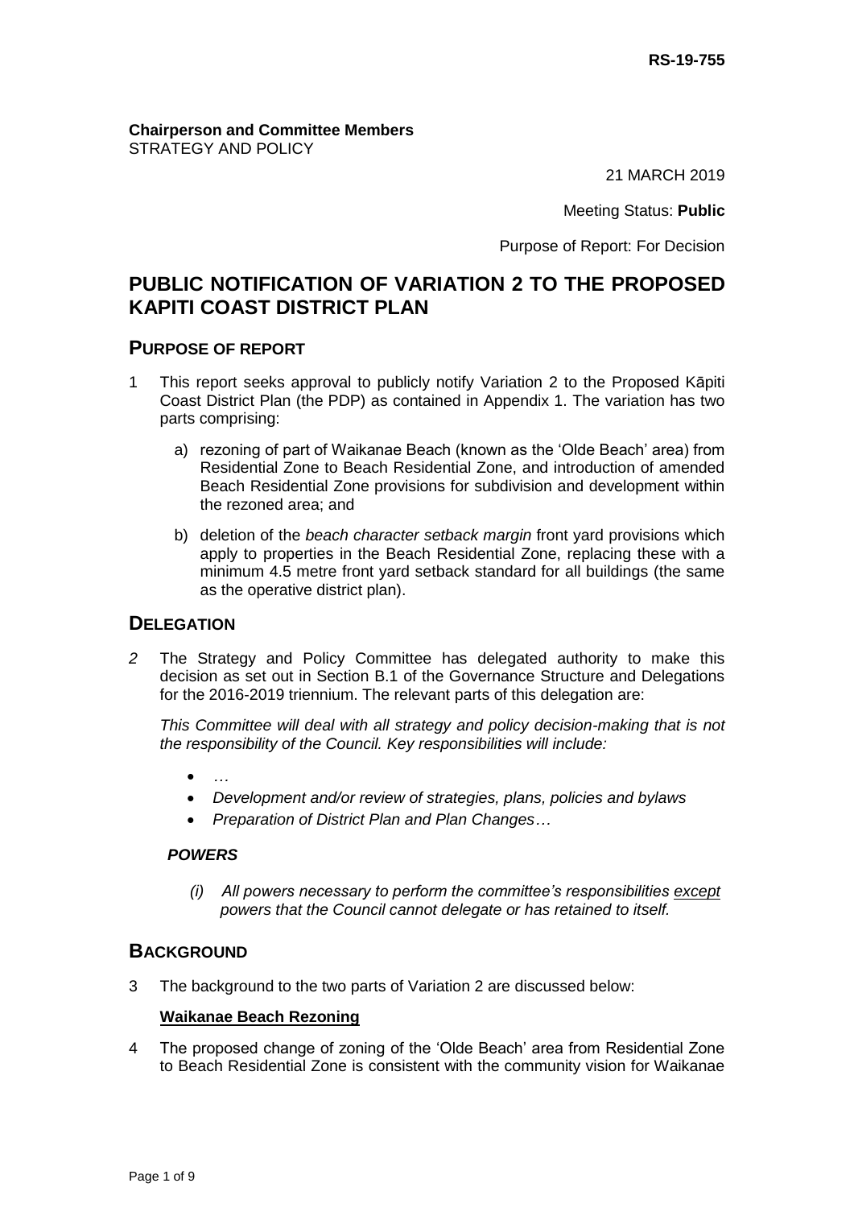RS-19-755

**Chairperson and Committee Members**
STRATEGY AND POLICY

21 MARCH 2019

Meeting Status: **Public**

Purpose of Report: For Decision

# PUBLIC NOTIFICATION OF VARIATION 2 TO THE PROPOSED KAPITI COAST DISTRICT PLAN

## PURPOSE OF REPORT

1 This report seeks approval to publicly notify Variation 2 to the Proposed Kāpiti Coast District Plan (the PDP) as contained in Appendix 1. The variation has two parts comprising:

   a) rezoning of part of Waikanae Beach (known as the 'Olde Beach' area) from Residential Zone to Beach Residential Zone, and introduction of amended Beach Residential Zone provisions for subdivision and development within the rezoned area; and

   b) deletion of the *beach character setback margin* front yard provisions which apply to properties in the Beach Residential Zone, replacing these with a minimum 4.5 metre front yard setback standard for all buildings (the same as the operative district plan).

## DELEGATION

*2* The Strategy and Policy Committee has delegated authority to make this decision as set out in Section B.1 of the Governance Structure and Delegations for the 2016-2019 triennium. The relevant parts of this delegation are:

*This Committee will deal with all strategy and policy decision-making that is not the responsibility of the Council. Key responsibilities will include:*

- *…*
- *Development and/or review of strategies, plans, policies and bylaws*
- *Preparation of District Plan and Plan Changes…*

***POWERS***

*(i) All powers necessary to perform the committee's responsibilities* <u>*except*</u> *powers that the Council cannot delegate or has retained to itself.*

## BACKGROUND

3 The background to the two parts of Variation 2 are discussed below:

**<u>Waikanae Beach Rezoning</u>**

4 The proposed change of zoning of the 'Olde Beach' area from Residential Zone to Beach Residential Zone is consistent with the community vision for Waikanae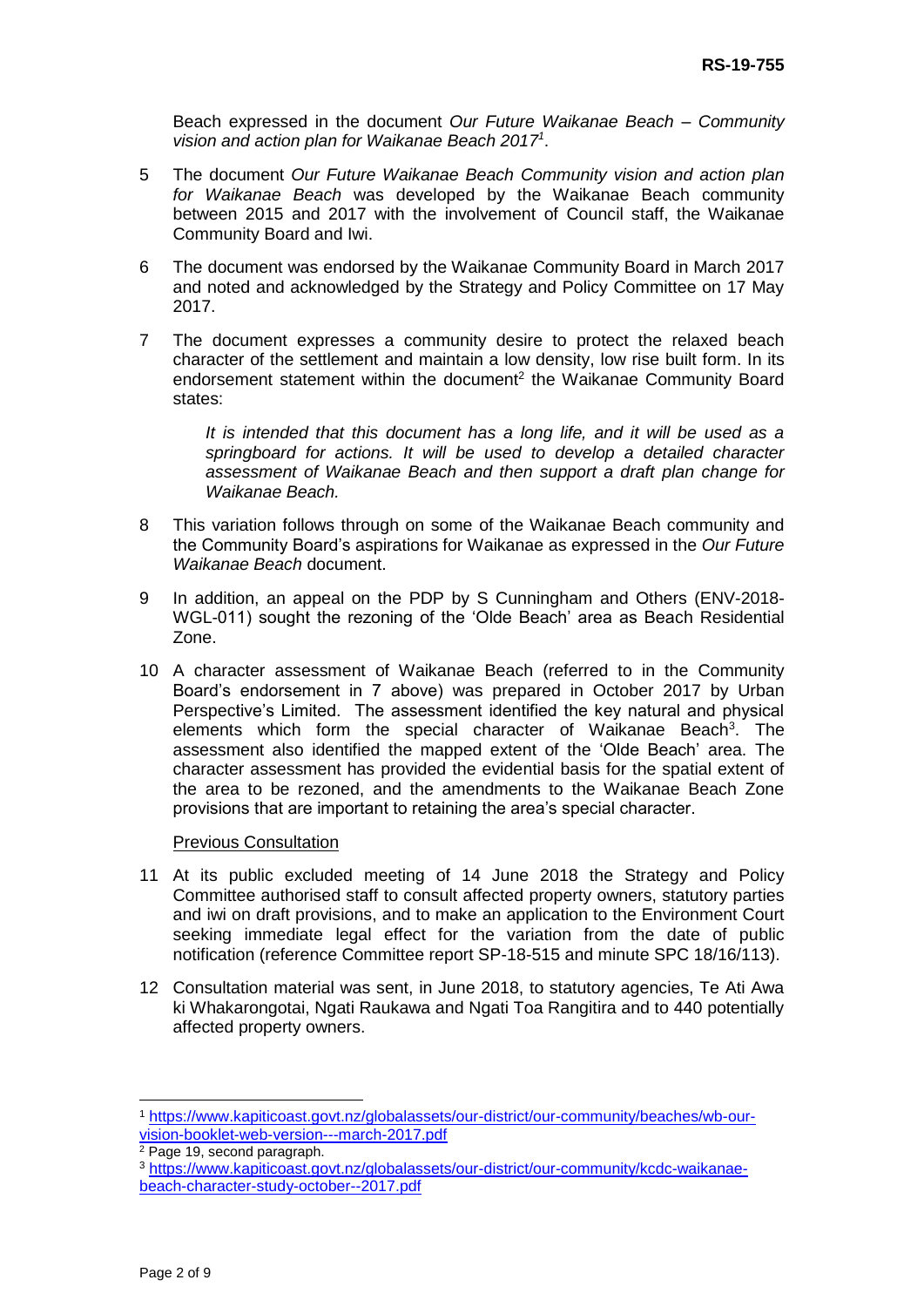Beach expressed in the document *Our Future Waikanae Beach – Community vision and action plan for Waikanae Beach 2017*[1].

5 The document *Our Future Waikanae Beach Community vision and action plan for Waikanae Beach* was developed by the Waikanae Beach community between 2015 and 2017 with the involvement of Council staff, the Waikanae Community Board and Iwi.

6 The document was endorsed by the Waikanae Community Board in March 2017 and noted and acknowledged by the Strategy and Policy Committee on 17 May 2017.

7 The document expresses a community desire to protect the relaxed beach character of the settlement and maintain a low density, low rise built form. In its endorsement statement within the document[2] the Waikanae Community Board states:

> *It is intended that this document has a long life, and it will be used as a springboard for actions. It will be used to develop a detailed character assessment of Waikanae Beach and then support a draft plan change for Waikanae Beach.*

8 This variation follows through on some of the Waikanae Beach community and the Community Board's aspirations for Waikanae as expressed in the *Our Future Waikanae Beach* document.

9 In addition, an appeal on the PDP by S Cunningham and Others (ENV-2018-WGL-011) sought the rezoning of the 'Olde Beach' area as Beach Residential Zone.

10 A character assessment of Waikanae Beach (referred to in the Community Board's endorsement in 7 above) was prepared in October 2017 by Urban Perspective's Limited. The assessment identified the key natural and physical elements which form the special character of Waikanae Beach[3]. The assessment also identified the mapped extent of the 'Olde Beach' area. The character assessment has provided the evidential basis for the spatial extent of the area to be rezoned, and the amendments to the Waikanae Beach Zone provisions that are important to retaining the area's special character.

<u>Previous Consultation</u>

11 At its public excluded meeting of 14 June 2018 the Strategy and Policy Committee authorised staff to consult affected property owners, statutory parties and iwi on draft provisions, and to make an application to the Environment Court seeking immediate legal effect for the variation from the date of public notification (reference Committee report SP-18-515 and minute SPC 18/16/113).

12 Consultation material was sent, in June 2018, to statutory agencies, Te Ati Awa ki Whakarongotai, Ngati Raukawa and Ngati Toa Rangitira and to 440 potentially affected property owners.

---

[1] https://www.kapiticoast.govt.nz/globalassets/our-district/our-community/beaches/wb-our-vision-booklet-web-version---march-2017.pdf

[2] Page 19, second paragraph.

[3] https://www.kapiticoast.govt.nz/globalassets/our-district/our-community/kcdc-waikanae-beach-character-study-october--2017.pdf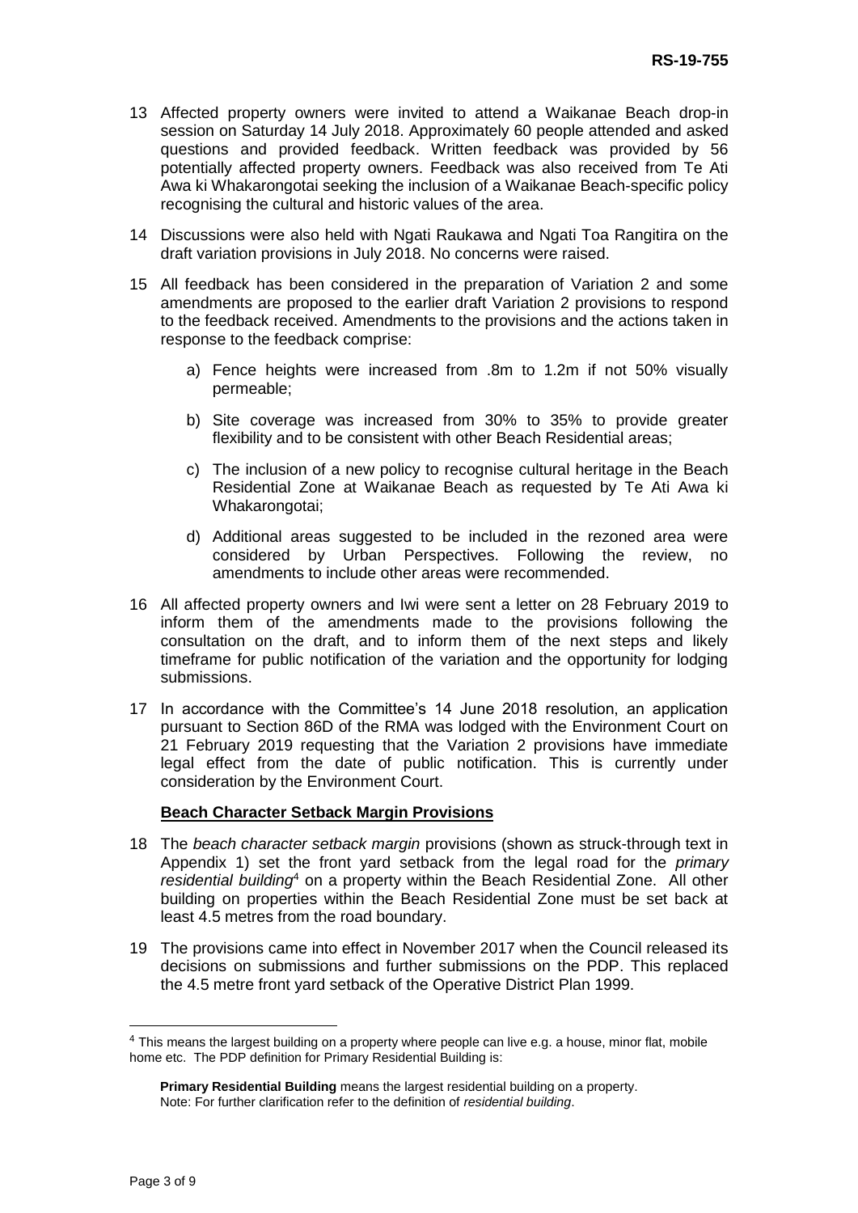13 Affected property owners were invited to attend a Waikanae Beach drop-in session on Saturday 14 July 2018. Approximately 60 people attended and asked questions and provided feedback. Written feedback was provided by 56 potentially affected property owners. Feedback was also received from Te Ati Awa ki Whakarongotai seeking the inclusion of a Waikanae Beach-specific policy recognising the cultural and historic values of the area.

14 Discussions were also held with Ngati Raukawa and Ngati Toa Rangitira on the draft variation provisions in July 2018. No concerns were raised.

15 All feedback has been considered in the preparation of Variation 2 and some amendments are proposed to the earlier draft Variation 2 provisions to respond to the feedback received. Amendments to the provisions and the actions taken in response to the feedback comprise:

a) Fence heights were increased from .8m to 1.2m if not 50% visually permeable;

b) Site coverage was increased from 30% to 35% to provide greater flexibility and to be consistent with other Beach Residential areas;

c) The inclusion of a new policy to recognise cultural heritage in the Beach Residential Zone at Waikanae Beach as requested by Te Ati Awa ki Whakarongotai;

d) Additional areas suggested to be included in the rezoned area were considered by Urban Perspectives. Following the review, no amendments to include other areas were recommended.

16 All affected property owners and Iwi were sent a letter on 28 February 2019 to inform them of the amendments made to the provisions following the consultation on the draft, and to inform them of the next steps and likely timeframe for public notification of the variation and the opportunity for lodging submissions.

17 In accordance with the Committee's 14 June 2018 resolution, an application pursuant to Section 86D of the RMA was lodged with the Environment Court on 21 February 2019 requesting that the Variation 2 provisions have immediate legal effect from the date of public notification. This is currently under consideration by the Environment Court.

**Beach Character Setback Margin Provisions**

18 The *beach character setback margin* provisions (shown as struck-through text in Appendix 1) set the front yard setback from the legal road for the *primary residential building*[4] on a property within the Beach Residential Zone. All other building on properties within the Beach Residential Zone must be set back at least 4.5 metres from the road boundary.

19 The provisions came into effect in November 2017 when the Council released its decisions on submissions and further submissions on the PDP. This replaced the 4.5 metre front yard setback of the Operative District Plan 1999.

---

[4] This means the largest building on a property where people can live e.g. a house, minor flat, mobile home etc. The PDP definition for Primary Residential Building is:

> **Primary Residential Building** means the largest residential building on a property.
> Note: For further clarification refer to the definition of *residential building*.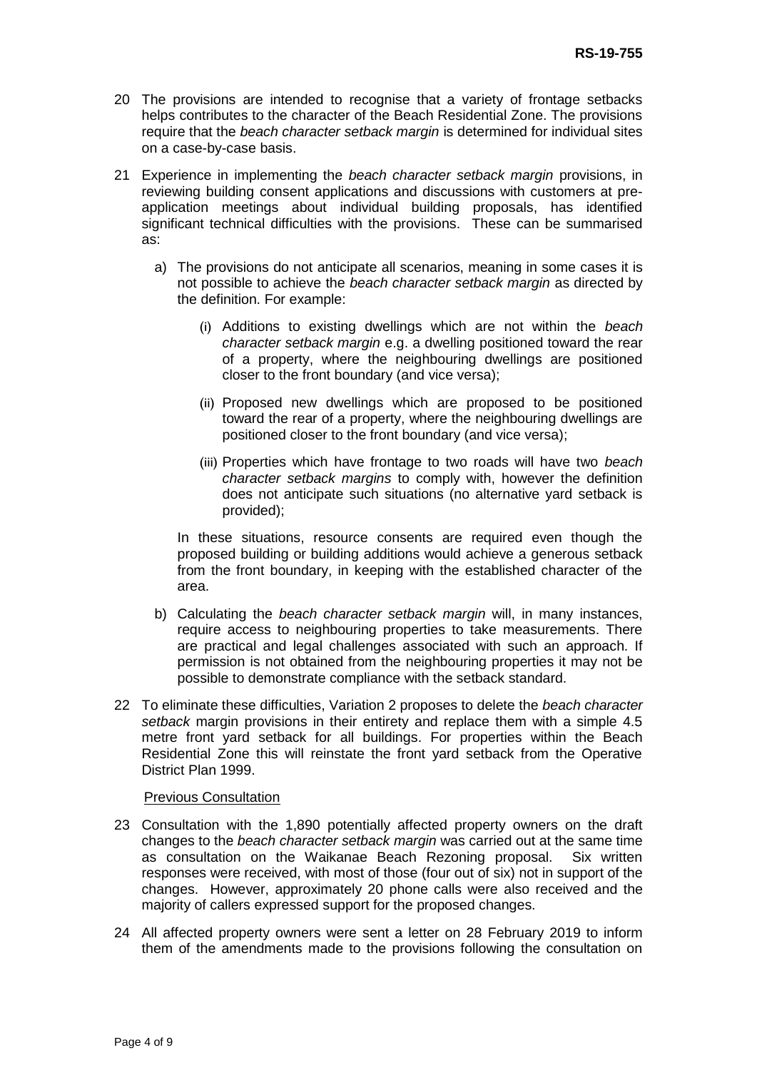20 The provisions are intended to recognise that a variety of frontage setbacks helps contributes to the character of the Beach Residential Zone. The provisions require that the *beach character setback margin* is determined for individual sites on a case-by-case basis.

21 Experience in implementing the *beach character setback margin* provisions, in reviewing building consent applications and discussions with customers at pre-application meetings about individual building proposals, has identified significant technical difficulties with the provisions. These can be summarised as:

a) The provisions do not anticipate all scenarios, meaning in some cases it is not possible to achieve the *beach character setback margin* as directed by the definition. For example:

   (i) Additions to existing dwellings which are not within the *beach character setback margin* e.g. a dwelling positioned toward the rear of a property, where the neighbouring dwellings are positioned closer to the front boundary (and vice versa);

   (ii) Proposed new dwellings which are proposed to be positioned toward the rear of a property, where the neighbouring dwellings are positioned closer to the front boundary (and vice versa);

   (iii) Properties which have frontage to two roads will have two *beach character setback margins* to comply with, however the definition does not anticipate such situations (no alternative yard setback is provided);

   In these situations, resource consents are required even though the proposed building or building additions would achieve a generous setback from the front boundary, in keeping with the established character of the area.

b) Calculating the *beach character setback margin* will, in many instances, require access to neighbouring properties to take measurements. There are practical and legal challenges associated with such an approach. If permission is not obtained from the neighbouring properties it may not be possible to demonstrate compliance with the setback standard.

22 To eliminate these difficulties, Variation 2 proposes to delete the *beach character setback* margin provisions in their entirety and replace them with a simple 4.5 metre front yard setback for all buildings. For properties within the Beach Residential Zone this will reinstate the front yard setback from the Operative District Plan 1999.

<u>Previous Consultation</u>

23 Consultation with the 1,890 potentially affected property owners on the draft changes to the *beach character setback margin* was carried out at the same time as consultation on the Waikanae Beach Rezoning proposal. Six written responses were received, with most of those (four out of six) not in support of the changes. However, approximately 20 phone calls were also received and the majority of callers expressed support for the proposed changes.

24 All affected property owners were sent a letter on 28 February 2019 to inform them of the amendments made to the provisions following the consultation on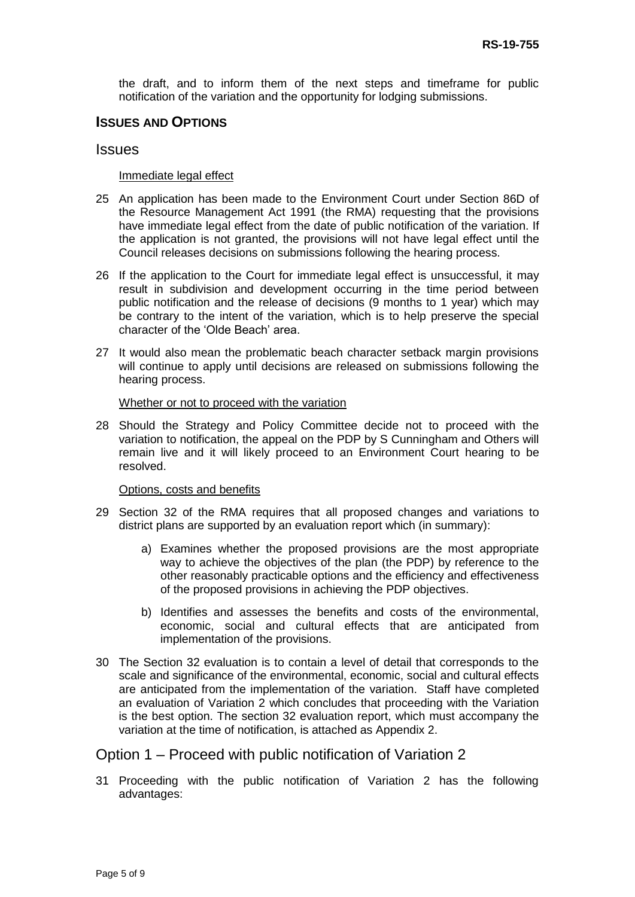the draft, and to inform them of the next steps and timeframe for public notification of the variation and the opportunity for lodging submissions.

## ISSUES AND OPTIONS

### Issues

Immediate legal effect

25 An application has been made to the Environment Court under Section 86D of the Resource Management Act 1991 (the RMA) requesting that the provisions have immediate legal effect from the date of public notification of the variation. If the application is not granted, the provisions will not have legal effect until the Council releases decisions on submissions following the hearing process.

26 If the application to the Court for immediate legal effect is unsuccessful, it may result in subdivision and development occurring in the time period between public notification and the release of decisions (9 months to 1 year) which may be contrary to the intent of the variation, which is to help preserve the special character of the 'Olde Beach' area.

27 It would also mean the problematic beach character setback margin provisions will continue to apply until decisions are released on submissions following the hearing process.

Whether or not to proceed with the variation

28 Should the Strategy and Policy Committee decide not to proceed with the variation to notification, the appeal on the PDP by S Cunningham and Others will remain live and it will likely proceed to an Environment Court hearing to be resolved.

Options, costs and benefits

29 Section 32 of the RMA requires that all proposed changes and variations to district plans are supported by an evaluation report which (in summary):

a) Examines whether the proposed provisions are the most appropriate way to achieve the objectives of the plan (the PDP) by reference to the other reasonably practicable options and the efficiency and effectiveness of the proposed provisions in achieving the PDP objectives.

b) Identifies and assesses the benefits and costs of the environmental, economic, social and cultural effects that are anticipated from implementation of the provisions.

30 The Section 32 evaluation is to contain a level of detail that corresponds to the scale and significance of the environmental, economic, social and cultural effects are anticipated from the implementation of the variation. Staff have completed an evaluation of Variation 2 which concludes that proceeding with the Variation is the best option. The section 32 evaluation report, which must accompany the variation at the time of notification, is attached as Appendix 2.

### Option 1 – Proceed with public notification of Variation 2

31 Proceeding with the public notification of Variation 2 has the following advantages: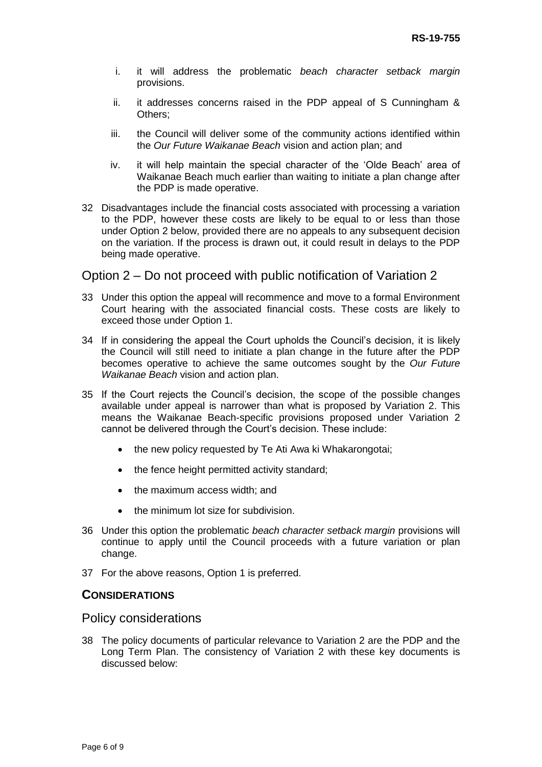i. it will address the problematic *beach character setback margin* provisions.

ii. it addresses concerns raised in the PDP appeal of S Cunningham & Others;

iii. the Council will deliver some of the community actions identified within the *Our Future Waikanae Beach* vision and action plan; and

iv. it will help maintain the special character of the 'Olde Beach' area of Waikanae Beach much earlier than waiting to initiate a plan change after the PDP is made operative.

32 Disadvantages include the financial costs associated with processing a variation to the PDP, however these costs are likely to be equal to or less than those under Option 2 below, provided there are no appeals to any subsequent decision on the variation. If the process is drawn out, it could result in delays to the PDP being made operative.

## Option 2 – Do not proceed with public notification of Variation 2

33 Under this option the appeal will recommence and move to a formal Environment Court hearing with the associated financial costs. These costs are likely to exceed those under Option 1.

34 If in considering the appeal the Court upholds the Council's decision, it is likely the Council will still need to initiate a plan change in the future after the PDP becomes operative to achieve the same outcomes sought by the *Our Future Waikanae Beach* vision and action plan.

35 If the Court rejects the Council's decision, the scope of the possible changes available under appeal is narrower than what is proposed by Variation 2. This means the Waikanae Beach-specific provisions proposed under Variation 2 cannot be delivered through the Court's decision. These include:

- the new policy requested by Te Ati Awa ki Whakarongotai;
- the fence height permitted activity standard;
- the maximum access width; and
- the minimum lot size for subdivision.

36 Under this option the problematic *beach character setback margin* provisions will continue to apply until the Council proceeds with a future variation or plan change.

37 For the above reasons, Option 1 is preferred.

## CONSIDERATIONS

## Policy considerations

38 The policy documents of particular relevance to Variation 2 are the PDP and the Long Term Plan. The consistency of Variation 2 with these key documents is discussed below: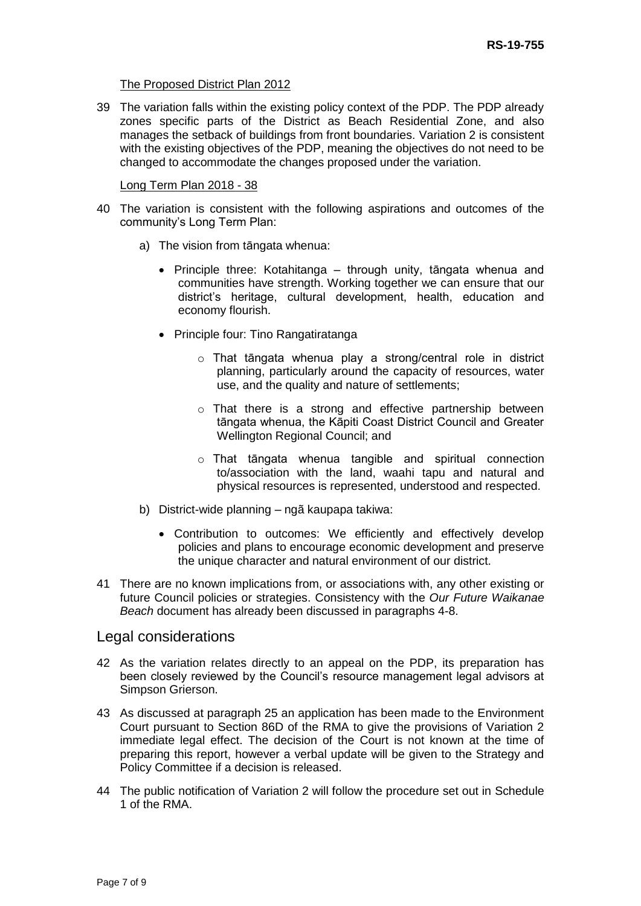The Proposed District Plan 2012

39 The variation falls within the existing policy context of the PDP. The PDP already zones specific parts of the District as Beach Residential Zone, and also manages the setback of buildings from front boundaries. Variation 2 is consistent with the existing objectives of the PDP, meaning the objectives do not need to be changed to accommodate the changes proposed under the variation.

Long Term Plan 2018 - 38

40 The variation is consistent with the following aspirations and outcomes of the community's Long Term Plan:

a) The vision from tāngata whenua:

- Principle three: Kotahitanga – through unity, tāngata whenua and communities have strength. Working together we can ensure that our district's heritage, cultural development, health, education and economy flourish.
- Principle four: Tino Rangatiratanga
    - That tāngata whenua play a strong/central role in district planning, particularly around the capacity of resources, water use, and the quality and nature of settlements;
    - That there is a strong and effective partnership between tāngata whenua, the Kāpiti Coast District Council and Greater Wellington Regional Council; and
    - That tāngata whenua tangible and spiritual connection to/association with the land, waahi tapu and natural and physical resources is represented, understood and respected.

b) District-wide planning – ngā kaupapa takiwa:

- Contribution to outcomes: We efficiently and effectively develop policies and plans to encourage economic development and preserve the unique character and natural environment of our district.

41 There are no known implications from, or associations with, any other existing or future Council policies or strategies. Consistency with the *Our Future Waikanae Beach* document has already been discussed in paragraphs 4-8.

## Legal considerations

42 As the variation relates directly to an appeal on the PDP, its preparation has been closely reviewed by the Council's resource management legal advisors at Simpson Grierson.

43 As discussed at paragraph 25 an application has been made to the Environment Court pursuant to Section 86D of the RMA to give the provisions of Variation 2 immediate legal effect. The decision of the Court is not known at the time of preparing this report, however a verbal update will be given to the Strategy and Policy Committee if a decision is released.

44 The public notification of Variation 2 will follow the procedure set out in Schedule 1 of the RMA.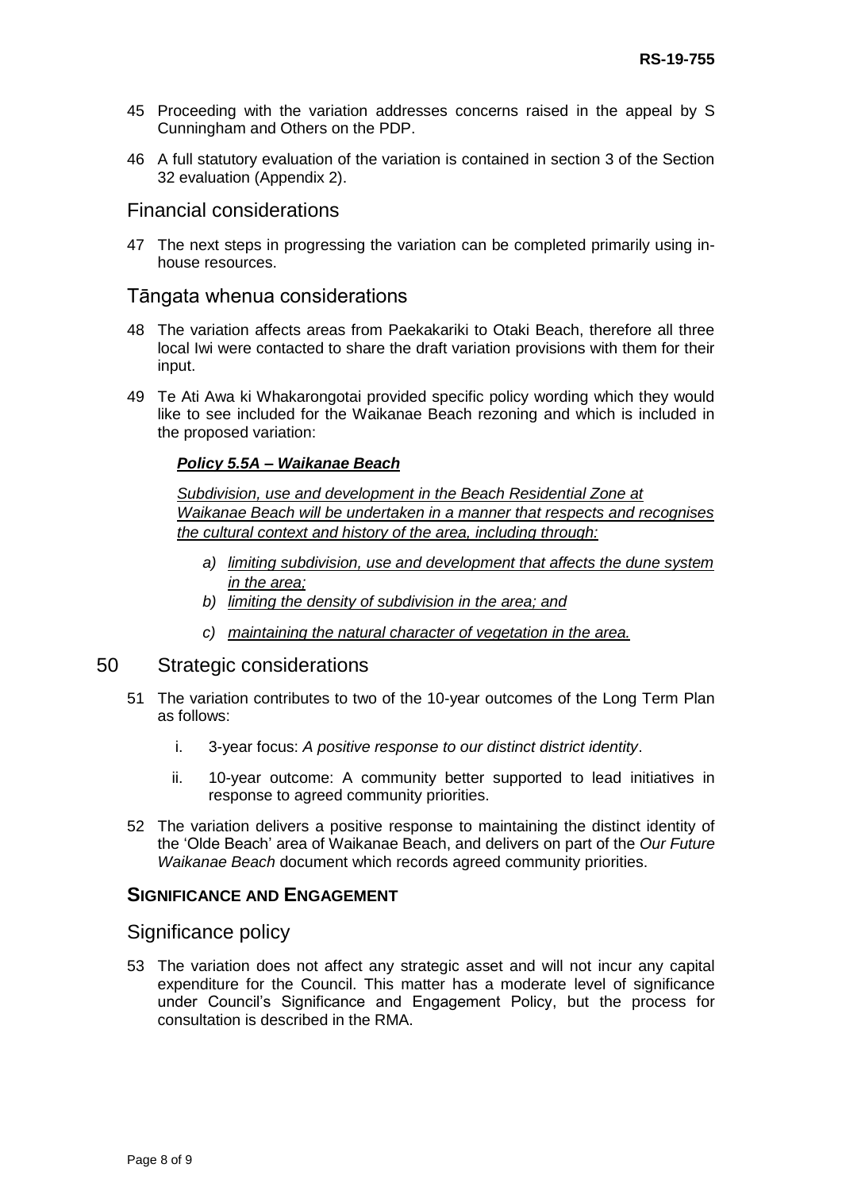45 Proceeding with the variation addresses concerns raised in the appeal by S Cunningham and Others on the PDP.

46 A full statutory evaluation of the variation is contained in section 3 of the Section 32 evaluation (Appendix 2).

## Financial considerations

47 The next steps in progressing the variation can be completed primarily using in-house resources.

## Tāngata whenua considerations

48 The variation affects areas from Paekakariki to Otaki Beach, therefore all three local Iwi were contacted to share the draft variation provisions with them for their input.

49 Te Ati Awa ki Whakarongotai provided specific policy wording which they would like to see included for the Waikanae Beach rezoning and which is included in the proposed variation:

> <u>***Policy 5.5A – Waikanae Beach***</u>
>
> <u>*Subdivision, use and development in the Beach Residential Zone at Waikanae Beach will be undertaken in a manner that respects and recognises the cultural context and history of the area, including through:*</u>
>
> a) <u>*limiting subdivision, use and development that affects the dune system in the area;*</u>
> b) <u>*limiting the density of subdivision in the area; and*</u>
> c) <u>*maintaining the natural character of vegetation in the area.*</u>

## 50 Strategic considerations

51 The variation contributes to two of the 10-year outcomes of the Long Term Plan as follows:

i. 3-year focus: *A positive response to our distinct district identity*.

ii. 10-year outcome: A community better supported to lead initiatives in response to agreed community priorities.

52 The variation delivers a positive response to maintaining the distinct identity of the 'Olde Beach' area of Waikanae Beach, and delivers on part of the *Our Future Waikanae Beach* document which records agreed community priorities.

### SIGNIFICANCE AND ENGAGEMENT

## Significance policy

53 The variation does not affect any strategic asset and will not incur any capital expenditure for the Council. This matter has a moderate level of significance under Council's Significance and Engagement Policy, but the process for consultation is described in the RMA.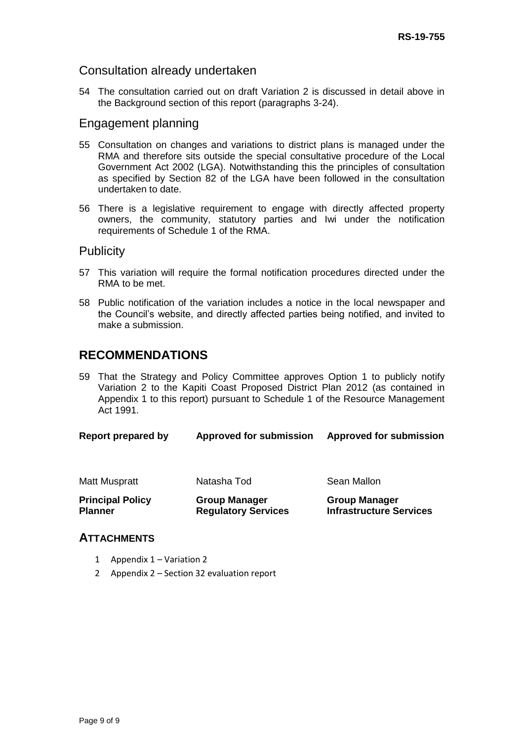## Consultation already undertaken

54 The consultation carried out on draft Variation 2 is discussed in detail above in the Background section of this report (paragraphs 3-24).

## Engagement planning

55 Consultation on changes and variations to district plans is managed under the RMA and therefore sits outside the special consultative procedure of the Local Government Act 2002 (LGA). Notwithstanding this the principles of consultation as specified by Section 82 of the LGA have been followed in the consultation undertaken to date.

56 There is a legislative requirement to engage with directly affected property owners, the community, statutory parties and Iwi under the notification requirements of Schedule 1 of the RMA.

## Publicity

57 This variation will require the formal notification procedures directed under the RMA to be met.

58 Public notification of the variation includes a notice in the local newspaper and the Council's website, and directly affected parties being notified, and invited to make a submission.

# RECOMMENDATIONS

59 That the Strategy and Policy Committee approves Option 1 to publicly notify Variation 2 to the Kapiti Coast Proposed District Plan 2012 (as contained in Appendix 1 to this report) pursuant to Schedule 1 of the Resource Management Act 1991.

| **Report prepared by** | **Approved for submission** | **Approved for submission** |
|---|---|---|
| Matt Muspratt | Natasha Tod | Sean Mallon |
| **Principal Policy Planner** | **Group Manager Regulatory Services** | **Group Manager Infrastructure Services** |

## ATTACHMENTS

1. Appendix 1 – Variation 2
2. Appendix 2 – Section 32 evaluation report